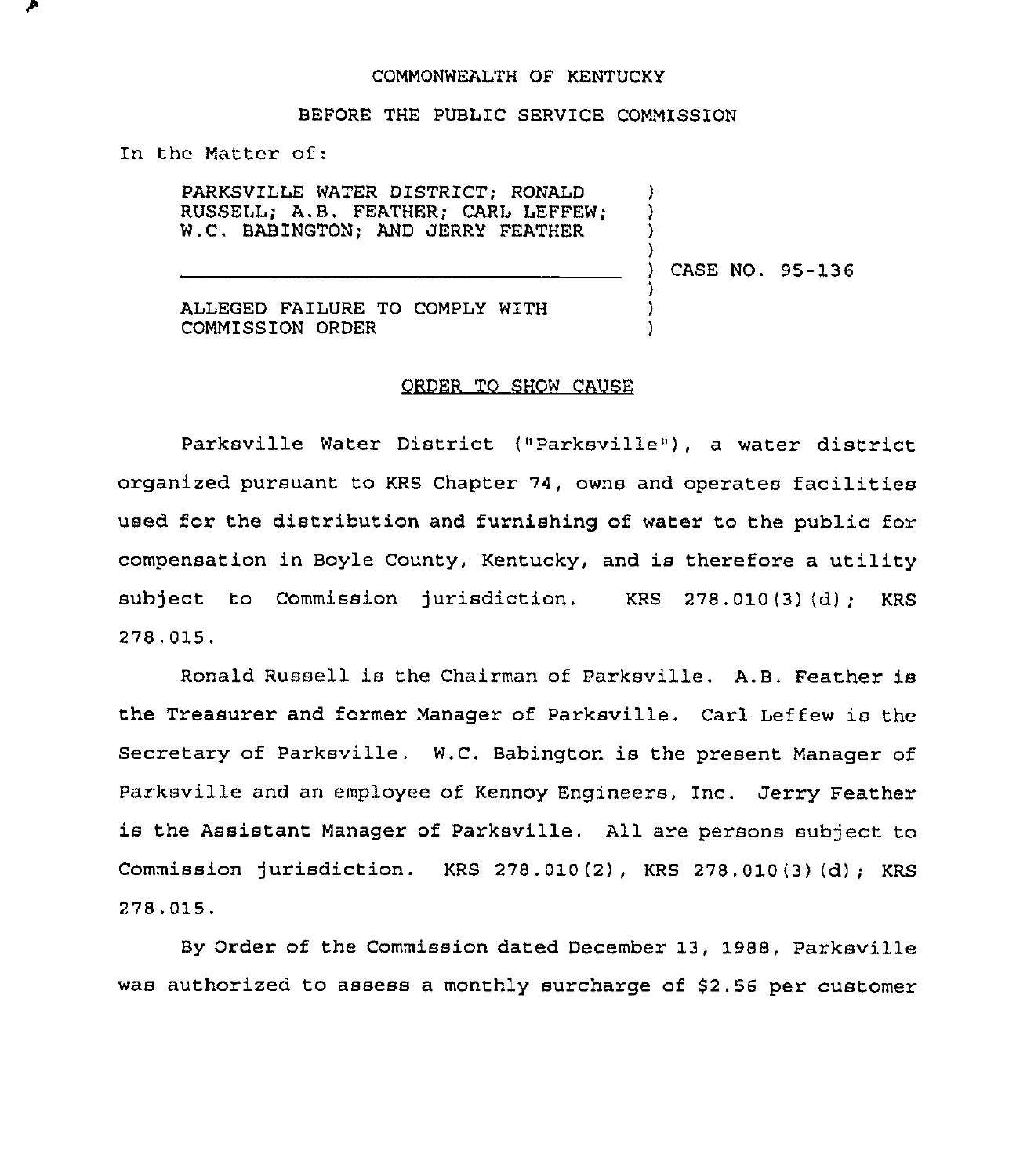COMMONWEALTH OF KENTUCKY

BEFORE THE PUBLIC SERVICE COMMISSION

In the Matter of:

| | | |
|---|---|---|
| PARKSVILLE WATER DISTRICT; RONALD RUSSELL; A.B. FEATHER; CARL LEFFEW; W.C. BABINGTON; AND JERRY FEATHER | ) | |
| | ) | CASE NO. 95-136 |
| ALLEGED FAILURE TO COMPLY WITH COMMISSION ORDER | ) | |

## ORDER TO SHOW CAUSE

Parksville Water District ("Parksville"), a water district organized pursuant to KRS Chapter 74, owns and operates facilities used for the distribution and furnishing of water to the public for compensation in Boyle County, Kentucky, and is therefore a utility subject to Commission jurisdiction. KRS 278.010(3)(d); KRS 278.015.

Ronald Russell is the Chairman of Parksville. A.B. Feather is the Treasurer and former Manager of Parksville. Carl Leffew is the Secretary of Parksville. W.C. Babington is the present Manager of Parksville and an employee of Kennoy Engineers, Inc. Jerry Feather is the Assistant Manager of Parksville. All are persons subject to Commission jurisdiction. KRS 278.010(2), KRS 278.010(3)(d); KRS 278.015.

By Order of the Commission dated December 13, 1988, Parksville was authorized to assess a monthly surcharge of $2.56 per customer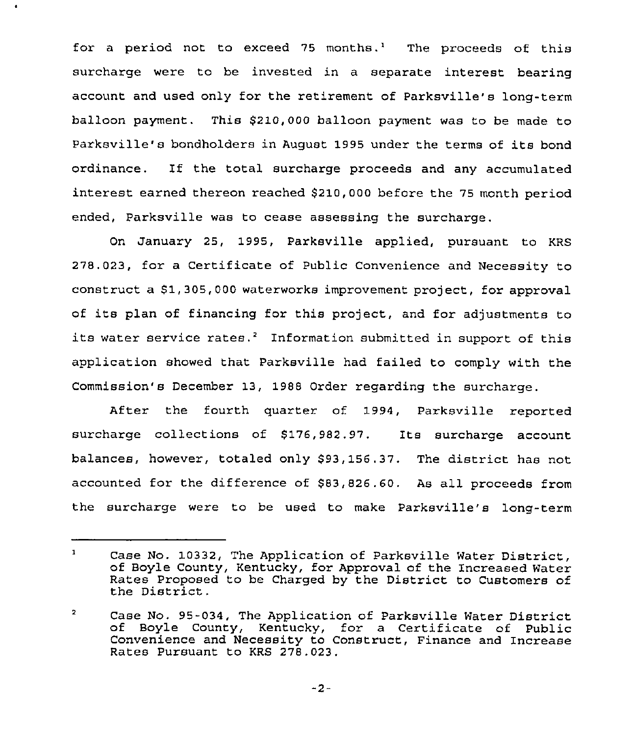for a period not to exceed 75 months.[1] The proceeds of this surcharge were to be invested in a separate interest bearing account and used only for the retirement of Parksville's long-term balloon payment. This $210,000 balloon payment was to be made to Parksville's bondholders in August 1995 under the terms of its bond ordinance. If the total surcharge proceeds and any accumulated interest earned thereon reached $210,000 before the 75 month period ended, Parksville was to cease assessing the surcharge.

On January 25, 1995, Parksville applied, pursuant to KRS 278.023, for a Certificate of Public Convenience and Necessity to construct a $1,305,000 waterworks improvement project, for approval of its plan of financing for this project, and for adjustments to its water service rates.[2] Information submitted in support of this application showed that Parksville had failed to comply with the Commission's December 13, 1988 Order regarding the surcharge.

After the fourth quarter of 1994, Parksville reported surcharge collections of $176,982.97. Its surcharge account balances, however, totaled only $93,156.37. The district has not accounted for the difference of $83,826.60. As all proceeds from the surcharge were to be used to make Parksville's long-term

---

[1] Case No. 10332, The Application of Parksville Water District, of Boyle County, Kentucky, for Approval of the Increased Water Rates Proposed to be Charged by the District to Customers of the District.

[2] Case No. 95-034, The Application of Parksville Water District of Boyle County, Kentucky, for a Certificate of Public Convenience and Necessity to Construct, Finance and Increase Rates Pursuant to KRS 278.023.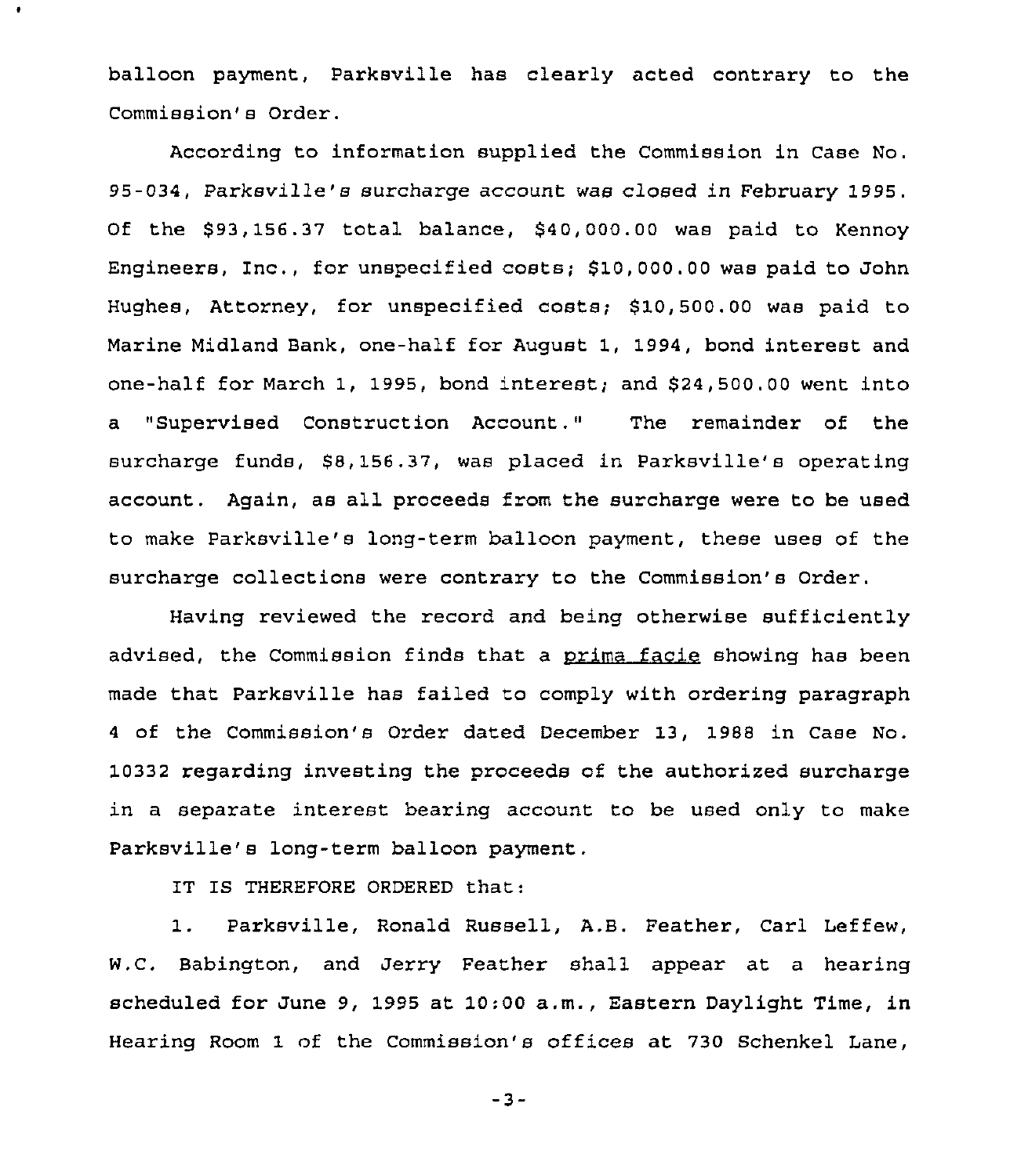balloon payment, Parksville has clearly acted contrary to the Commission's Order.

According to information supplied the Commission in Case No. 95-034, Parksville's surcharge account was closed in February 1995. Of the $93,156.37 total balance, $40,000.00 was paid to Kennoy Engineers, Inc., for unspecified costs; $10,000.00 was paid to John Hughes, Attorney, for unspecified costs; $10,500.00 was paid to Marine Midland Bank, one-half for August 1, 1994, bond interest and one-half for March 1, 1995, bond interest; and $24,500.00 went into a "Supervised Construction Account." The remainder of the surcharge funds, $8,156.37, was placed in Parksville's operating account. Again, as all proceeds from the surcharge were to be used to make Parksville's long-term balloon payment, these uses of the surcharge collections were contrary to the Commission's Order.

Having reviewed the record and being otherwise sufficiently advised, the Commission finds that a prima facie showing has been made that Parksville has failed to comply with ordering paragraph 4 of the Commission's Order dated December 13, 1988 in Case No. 10332 regarding investing the proceeds of the authorized surcharge in a separate interest bearing account to be used only to make Parksville's long-term balloon payment.

IT IS THEREFORE ORDERED that:

1. Parksville, Ronald Russell, A.B. Feather, Carl Leffew, W.C. Babington, and Jerry Feather shall appear at a hearing scheduled for June 9, 1995 at 10:00 a.m., Eastern Daylight Time, in Hearing Room 1 of the Commission's offices at 730 Schenkel Lane,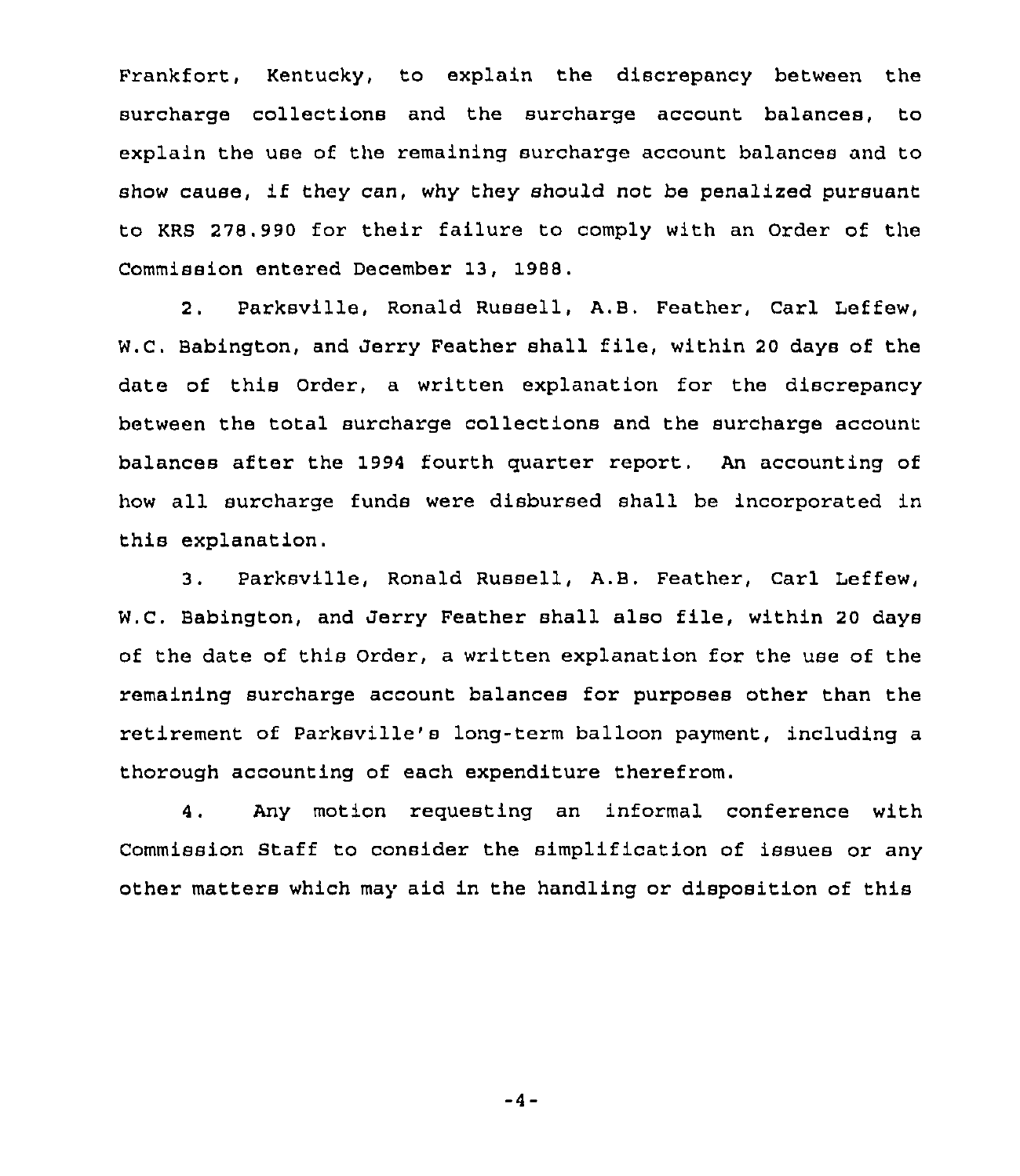Frankfort, Kentucky, to explain the discrepancy between the surcharge collections and the surcharge account balances, to explain the use of the remaining surcharge account balances and to show cause, if they can, why they should not be penalized pursuant to KRS 278.990 for their failure to comply with an Order of the Commission entered December 13, 1988.

2. Parksville, Ronald Russell, A.B. Feather, Carl Leffew, W.C. Babington, and Jerry Feather shall file, within 20 days of the date of this Order, a written explanation for the discrepancy between the total surcharge collections and the surcharge account balances after the 1994 fourth quarter report. An accounting of how all surcharge funds were disbursed shall be incorporated in this explanation.

3. Parksville, Ronald Russell, A.B. Feather, Carl Leffew, W.C. Babington, and Jerry Feather shall also file, within 20 days of the date of this Order, a written explanation for the use of the remaining surcharge account balances for purposes other than the retirement of Parksville's long-term balloon payment, including a thorough accounting of each expenditure therefrom.

4. Any motion requesting an informal conference with Commission Staff to consider the simplification of issues or any other matters which may aid in the handling or disposition of this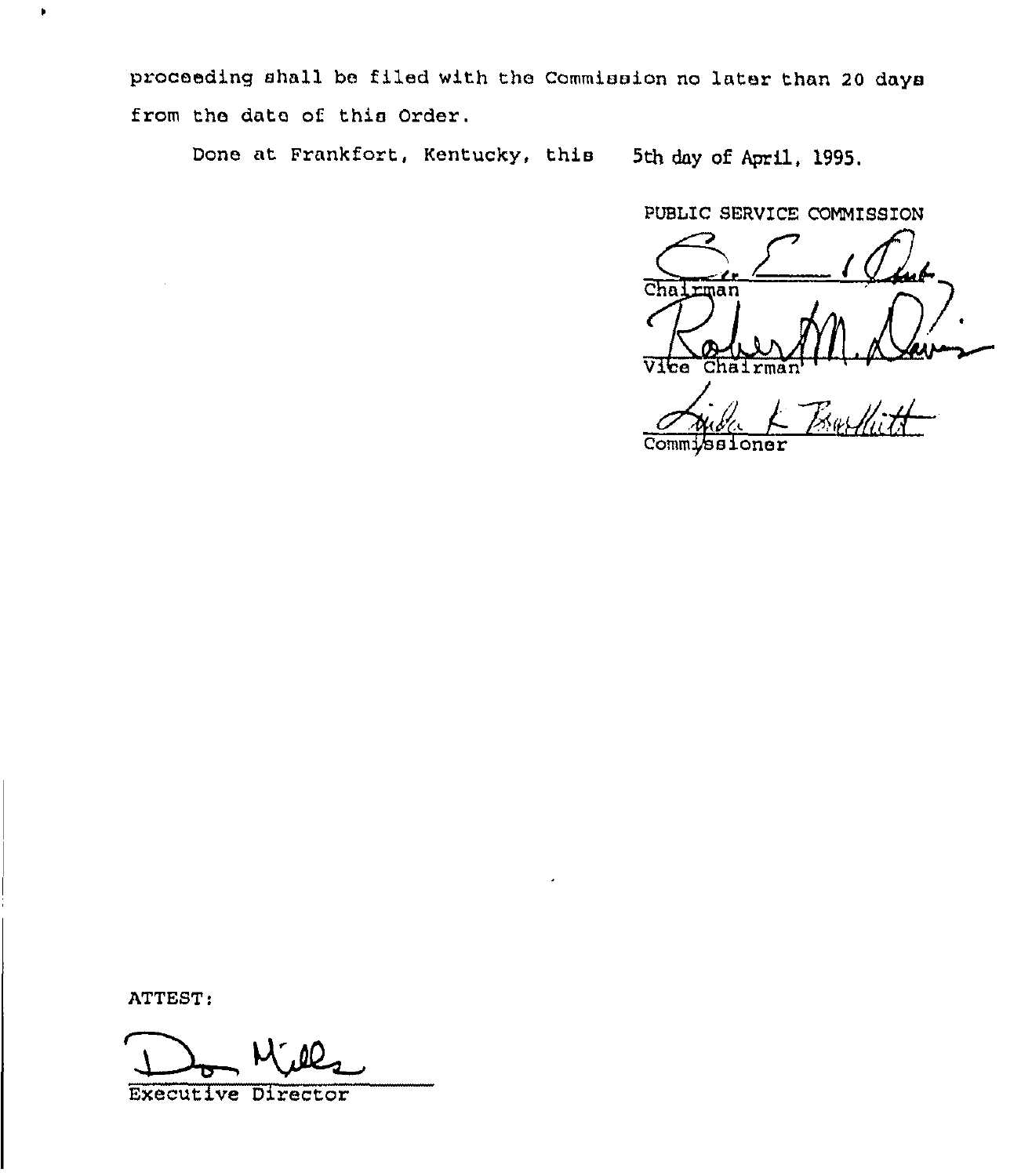proceeding shall be filed with the Commission no later than 20 days from the date of this Order.

Done at Frankfort, Kentucky, this 5th day of April, 1995.

PUBLIC SERVICE COMMISSION

Chairman

Vice Chairman

Commissioner

ATTEST:

Executive Director